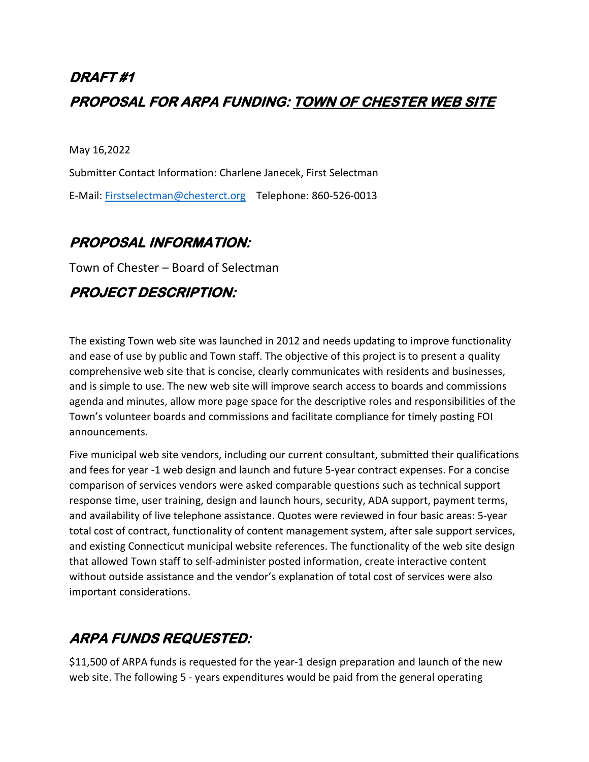# *DRAFT #1*

# *PROPOSAL FOR ARPA FUNDING: TOWN OF CHESTER WEB SITE*

May 16,2022

Submitter Contact Information: Charlene Janecek, First Selectman

E-Mail: Firstselectman@chesterct.org  Telephone: 860-526-0013

## *PROPOSAL INFORMATION:*

Town of Chester – Board of Selectman

## *PROJECT DESCRIPTION:*

The existing Town web site was launched in 2012 and needs updating to improve functionality and ease of use by public and Town staff. The objective of this project is to present a quality comprehensive web site that is concise, clearly communicates with residents and businesses, and is simple to use. The new web site will improve search access to boards and commissions agenda and minutes, allow more page space for the descriptive roles and responsibilities of the Town's volunteer boards and commissions and facilitate compliance for timely posting FOI announcements.

Five municipal web site vendors, including our current consultant, submitted their qualifications and fees for year -1 web design and launch and future 5-year contract expenses. For a concise comparison of services vendors were asked comparable questions such as technical support response time, user training, design and launch hours, security, ADA support, payment terms, and availability of live telephone assistance. Quotes were reviewed in four basic areas: 5-year total cost of contract, functionality of content management system, after sale support services, and existing Connecticut municipal website references. The functionality of the web site design that allowed Town staff to self-administer posted information, create interactive content without outside assistance and the vendor's explanation of total cost of services were also important considerations.

## *ARPA FUNDS REQUESTED:*

$11,500 of ARPA funds is requested for the year-1 design preparation and launch of the new web site. The following 5 - years expenditures would be paid from the general operating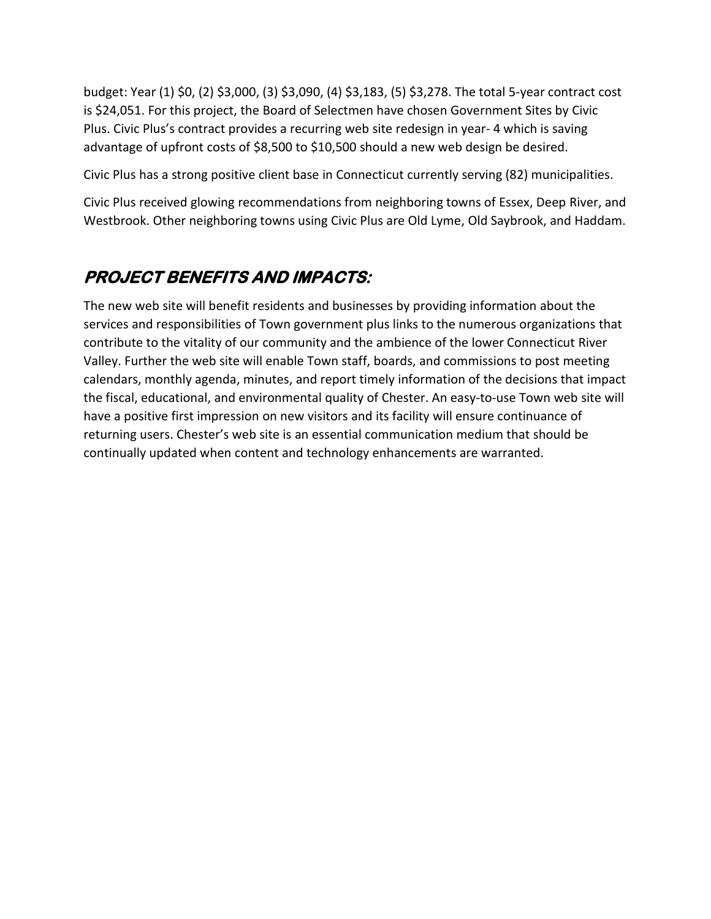budget: Year (1) $0, (2) $3,000, (3) $3,090, (4) $3,183, (5) $3,278. The total 5-year contract cost is $24,051. For this project, the Board of Selectmen have chosen Government Sites by Civic Plus. Civic Plus's contract provides a recurring web site redesign in year- 4 which is saving advantage of upfront costs of $8,500 to $10,500 should a new web design be desired.

Civic Plus has a strong positive client base in Connecticut currently serving (82) municipalities.

Civic Plus received glowing recommendations from neighboring towns of Essex, Deep River, and Westbrook. Other neighboring towns using Civic Plus are Old Lyme, Old Saybrook, and Haddam.

## *PROJECT BENEFITS AND IMPACTS:*

The new web site will benefit residents and businesses by providing information about the services and responsibilities of Town government plus links to the numerous organizations that contribute to the vitality of our community and the ambience of the lower Connecticut River Valley. Further the web site will enable Town staff, boards, and commissions to post meeting calendars, monthly agenda, minutes, and report timely information of the decisions that impact the fiscal, educational, and environmental quality of Chester. An easy-to-use Town web site will have a positive first impression on new visitors and its facility will ensure continuance of returning users. Chester's web site is an essential communication medium that should be continually updated when content and technology enhancements are warranted.